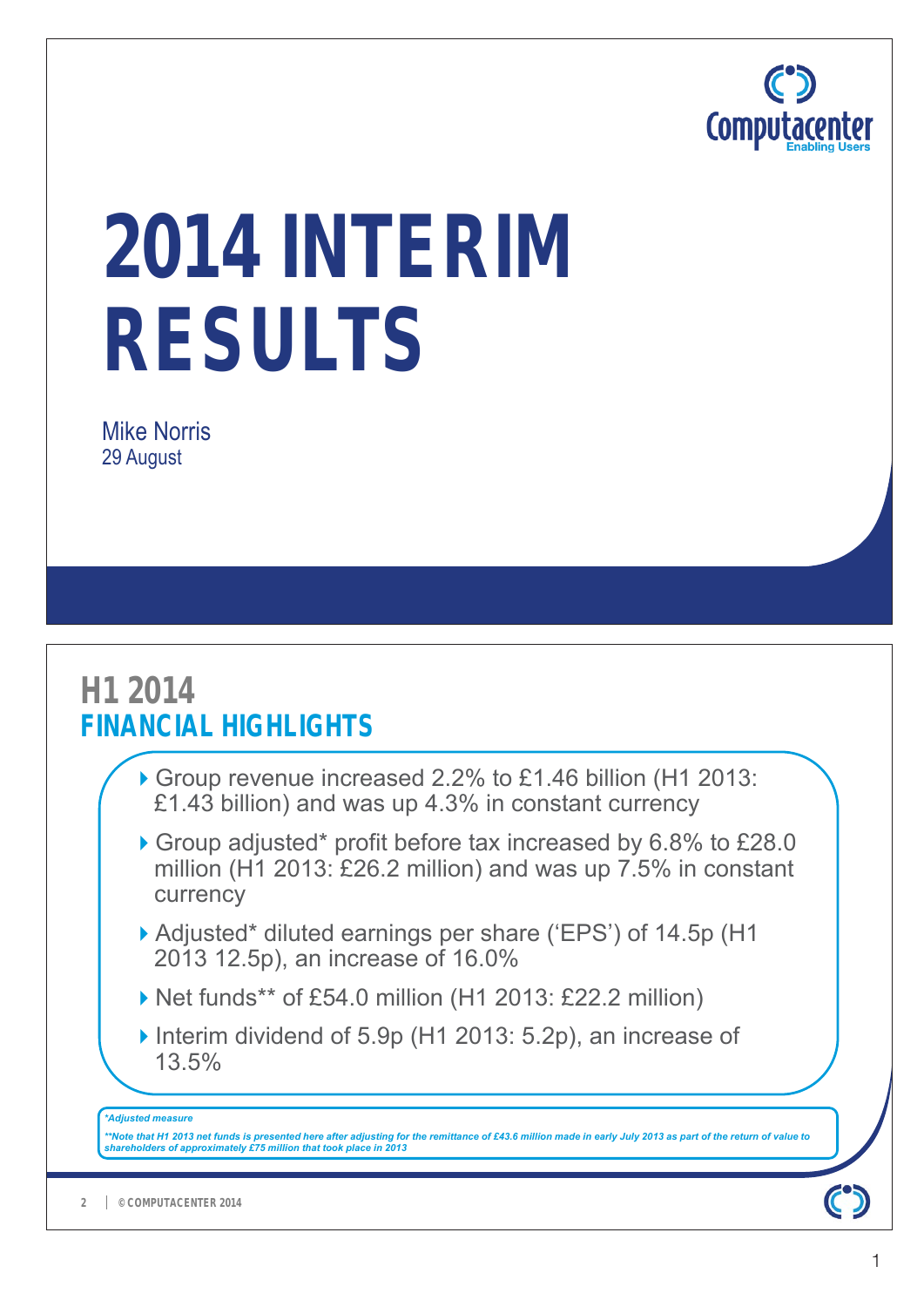# 2014 INTERIM RESULTS

Mike Norris
29 August

## H1 2014
## FINANCIAL HIGHLIGHTS

- Group revenue increased 2.2% to £1.46 billion (H1 2013: £1.43 billion) and was up 4.3% in constant currency
- Group adjusted* profit before tax increased by 6.8% to £28.0 million (H1 2013: £26.2 million) and was up 7.5% in constant currency
- Adjusted* diluted earnings per share ('EPS') of 14.5p (H1 2013 12.5p), an increase of 16.0%
- Net funds** of £54.0 million (H1 2013: £22.2 million)
- Interim dividend of 5.9p (H1 2013: 5.2p), an increase of 13.5%

*\*Adjusted measure*

*\*\*Note that H1 2013 net funds is presented here after adjusting for the remittance of £43.6 million made in early July 2013 as part of the return of value to shareholders of approximately £75 million that took place in 2013*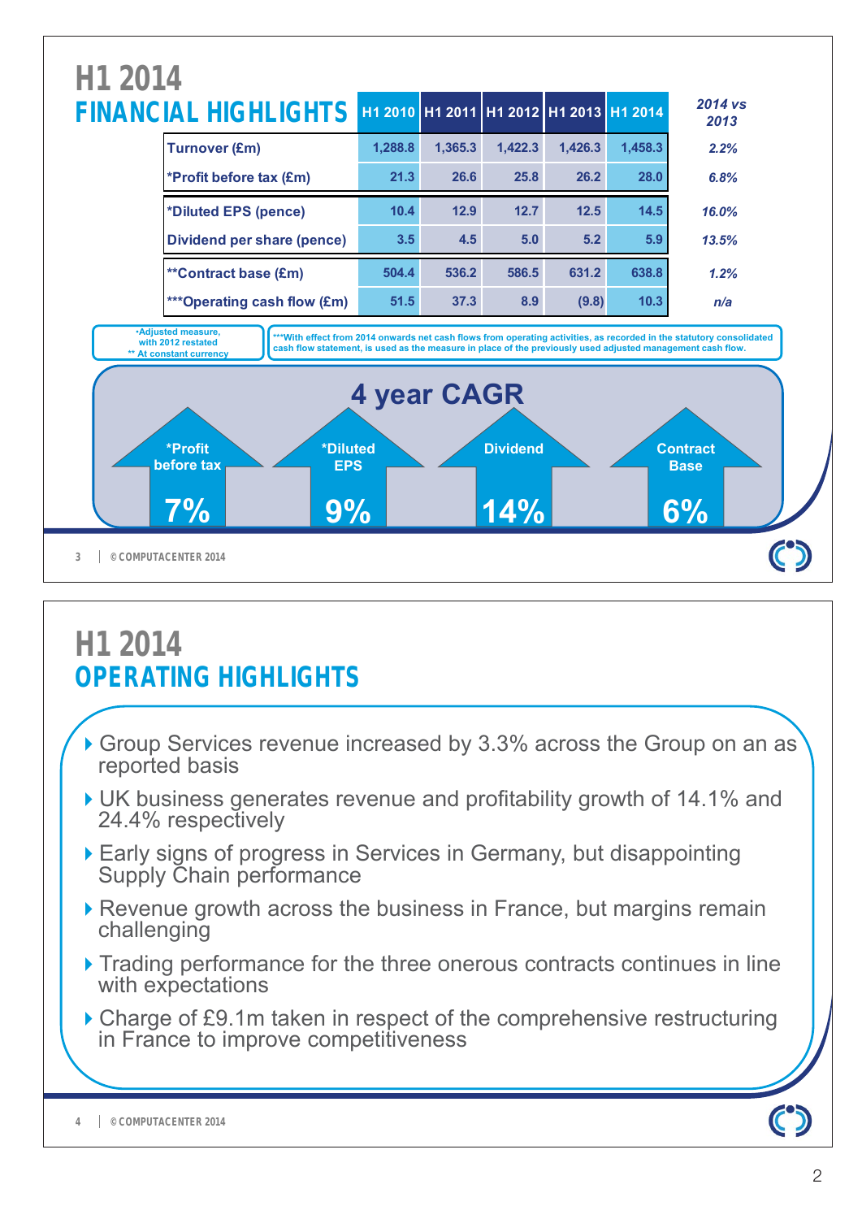# H1 2014
## FINANCIAL HIGHLIGHTS

| | H1 2010 | H1 2011 | H1 2012 | H1 2013 | H1 2014 | 2014 vs 2013 |
|---|---|---|---|---|---|---|
| Turnover (£m) | 1,288.8 | 1,365.3 | 1,422.3 | 1,426.3 | 1,458.3 | *2.2%* |
| *Profit before tax (£m) | 21.3 | 26.6 | 25.8 | 26.2 | 28.0 | *6.8%* |
| *Diluted EPS (pence) | 10.4 | 12.9 | 12.7 | 12.5 | 14.5 | *16.0%* |
| Dividend per share (pence) | 3.5 | 4.5 | 5.0 | 5.2 | 5.9 | *13.5%* |
| **Contract base (£m) | 504.4 | 536.2 | 586.5 | 631.2 | 638.8 | *1.2%* |
| ***Operating cash flow (£m) | 51.5 | 37.3 | 8.9 | (9.8) | 10.3 | *n/a* |

*Adjusted measure, with 2012 restated
** At constant currency

***With effect from 2014 onwards net cash flows from operating activities, as recorded in the statutory consolidated cash flow statement, is used as the measure in place of the previously used adjusted management cash flow.

### 4 year CAGR

- *Profit before tax: 7%
- *Diluted EPS: 9%
- Dividend: 14%
- Contract Base: 6%

# H1 2014
## OPERATING HIGHLIGHTS

- Group Services revenue increased by 3.3% across the Group on an as reported basis
- UK business generates revenue and profitability growth of 14.1% and 24.4% respectively
- Early signs of progress in Services in Germany, but disappointing Supply Chain performance
- Revenue growth across the business in France, but margins remain challenging
- Trading performance for the three onerous contracts continues in line with expectations
- Charge of £9.1m taken in respect of the comprehensive restructuring in France to improve competitiveness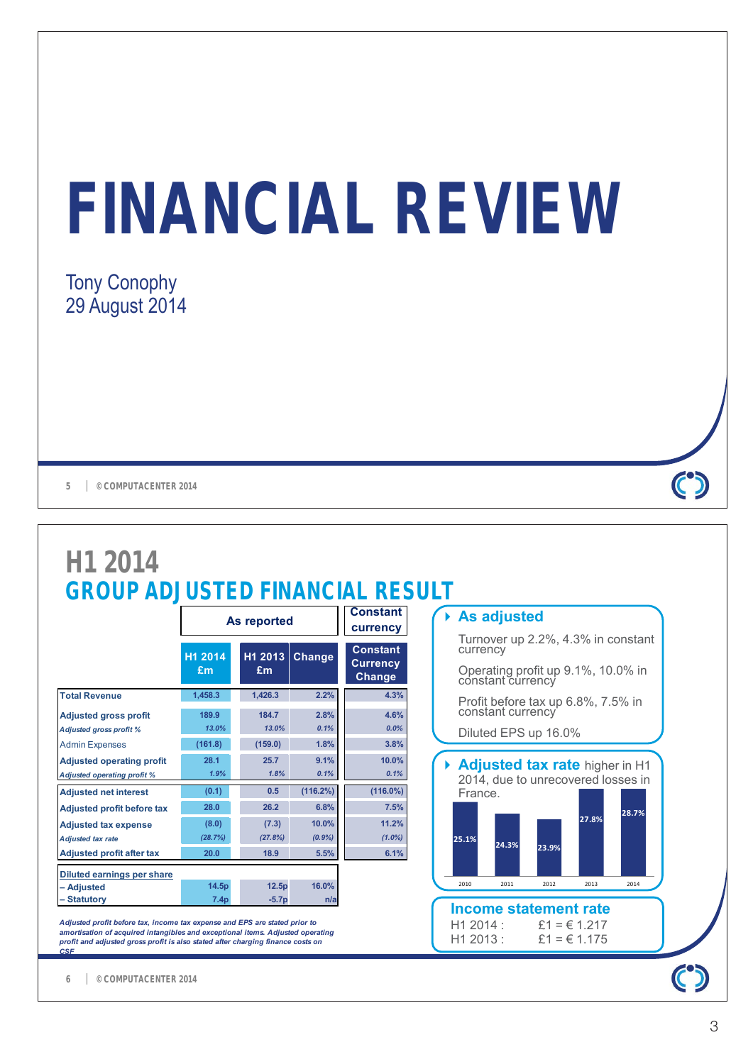# FINANCIAL REVIEW

Tony Conophy
29 August 2014

## H1 2014
## GROUP ADJUSTED FINANCIAL RESULT

| | As reported | | | Constant currency |
|---|---|---|---|---|
| | H1 2014 £m | H1 2013 £m | Change | Constant Currency Change |
| **Total Revenue** | 1,458.3 | 1,426.3 | 2.2% | 4.3% |
| **Adjusted gross profit** | 189.9 | 184.7 | 2.8% | 4.6% |
| *Adjusted gross profit %* | *13.0%* | *13.0%* | *0.1%* | *0.0%* |
| Admin Expenses | (161.8) | (159.0) | 1.8% | 3.8% |
| **Adjusted operating profit** | 28.1 | 25.7 | 9.1% | 10.0% |
| *Adjusted operating profit %* | *1.9%* | *1.8%* | *0.1%* | *0.1%* |
| **Adjusted net interest** | (0.1) | 0.5 | (116.2%) | (116.0%) |
| **Adjusted profit before tax** | 28.0 | 26.2 | 6.8% | 7.5% |
| **Adjusted tax expense** | (8.0) | (7.3) | 10.0% | 11.2% |
| *Adjusted tax rate* | *(28.7%)* | *(27.8%)* | *(0.9%)* | *(1.0%)* |
| **Adjusted profit after tax** | 20.0 | 18.9 | 5.5% | 6.1% |
| **Diluted earnings per share** | | | | |
| **– Adjusted** | 14.5p | 12.5p | 16.0% | |
| **– Statutory** | 7.4p | -5.7p | n/a | |

*Adjusted profit before tax, income tax expense and EPS are stated prior to amortisation of acquired intangibles and exceptional items. Adjusted operating profit and adjusted gross profit is also stated after charging finance costs on CSF*

**As adjusted**

- Turnover up 2.2%, 4.3% in constant currency
- Operating profit up 9.1%, 10.0% in constant currency
- Profit before tax up 6.8%, 7.5% in constant currency
- Diluted EPS up 16.0%

**Adjusted tax rate** higher in H1 2014, due to unrecovered losses in France.

| 2010 | 2011 | 2012 | 2013 | 2014 |
|---|---|---|---|---|
| 25.1% | 24.3% | 23.9% | 27.8% | 28.7% |

**Income statement rate**

H1 2014 : £1 = € 1.217
H1 2013 : £1 = € 1.175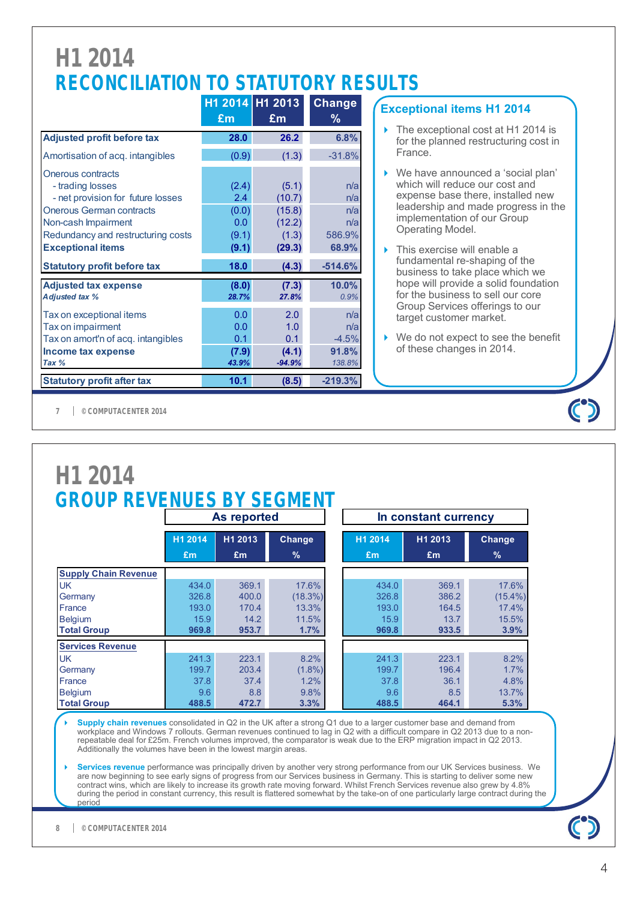# H1 2014
## RECONCILIATION TO STATUTORY RESULTS

| | H1 2014 £m | H1 2013 £m | Change % |
|---|---|---|---|
| **Adjusted profit before tax** | **28.0** | **26.2** | 6.8% |
| Amortisation of acq. intangibles | (0.9) | (1.3) | -31.8% |
| Onerous contracts | | | |
| - trading losses | (2.4) | (5.1) | n/a |
| - net provision for future losses | 2.4 | (10.7) | n/a |
| Onerous German contracts | (0.0) | (15.8) | n/a |
| Non-cash Impairment | 0.0 | (12.2) | n/a |
| Redundancy and restructuring costs | (9.1) | (1.3) | 586.9% |
| **Exceptional items** | **(9.1)** | **(29.3)** | 68.9% |
| **Statutory profit before tax** | **18.0** | **(4.3)** | -514.6% |
| **Adjusted tax expense** | **(8.0)** | **(7.3)** | 10.0% |
| *Adjusted tax %* | *28.7%* | *27.8%* | *0.9%* |
| Tax on exceptional items | 0.0 | 2.0 | n/a |
| Tax on impairment | 0.0 | 1.0 | n/a |
| Tax on amort'n of acq. intangibles | 0.1 | 0.1 | -4.5% |
| **Income tax expense** | **(7.9)** | **(4.1)** | 91.8% |
| *Tax %* | *43.9%* | *-94.9%* | *138.8%* |
| **Statutory profit after tax** | **10.1** | **(8.5)** | -219.3% |

### Exceptional items H1 2014

- The exceptional cost at H1 2014 is for the planned restructuring cost in France.
- We have announced a 'social plan' which will reduce our cost and expense base there, installed new leadership and made progress in the implementation of our Group Operating Model.
- This exercise will enable a fundamental re-shaping of the business to take place which we hope will provide a solid foundation for the business to sell our core Group Services offerings to our target customer market.
- We do not expect to see the benefit of these changes in 2014.

# H1 2014
## GROUP REVENUES BY SEGMENT

| | As reported | | | In constant currency | | |
|---|---|---|---|---|---|---|
| | H1 2014 £m | H1 2013 £m | Change % | H1 2014 £m | H1 2013 £m | Change % |
| **Supply Chain Revenue** | | | | | | |
| UK | 434.0 | 369.1 | 17.6% | 434.0 | 369.1 | 17.6% |
| Germany | 326.8 | 400.0 | (18.3%) | 326.8 | 386.2 | (15.4%) |
| France | 193.0 | 170.4 | 13.3% | 193.0 | 164.5 | 17.4% |
| Belgium | 15.9 | 14.2 | 11.5% | 15.9 | 13.7 | 15.5% |
| **Total Group** | **969.8** | **953.7** | **1.7%** | **969.8** | **933.5** | **3.9%** |
| **Services Revenue** | | | | | | |
| UK | 241.3 | 223.1 | 8.2% | 241.3 | 223.1 | 8.2% |
| Germany | 199.7 | 203.4 | (1.8%) | 199.7 | 196.4 | 1.7% |
| France | 37.8 | 37.4 | 1.2% | 37.8 | 36.1 | 4.8% |
| Belgium | 9.6 | 8.8 | 9.8% | 9.6 | 8.5 | 13.7% |
| **Total Group** | **488.5** | **472.7** | **3.3%** | **488.5** | **464.1** | **5.3%** |

- **Supply chain revenues** consolidated in Q2 in the UK after a strong Q1 due to a larger customer base and demand from workplace and Windows 7 rollouts. German revenues continued to lag in Q2 with a difficult compare in Q2 2013 due to a non-repeatable deal for £25m. French volumes improved, the comparator is weak due to the ERP migration impact in Q2 2013. Additionally the volumes have been in the lowest margin areas.
- **Services revenue** performance was principally driven by another very strong performance from our UK Services business. We are now beginning to see early signs of progress from our Services business in Germany. This is starting to deliver some new contract wins, which are likely to increase its growth rate moving forward. Whilst French Services revenue also grew by 4.8% during the period in constant currency, this result is flattered somewhat by the take-on of one particularly large contract during the period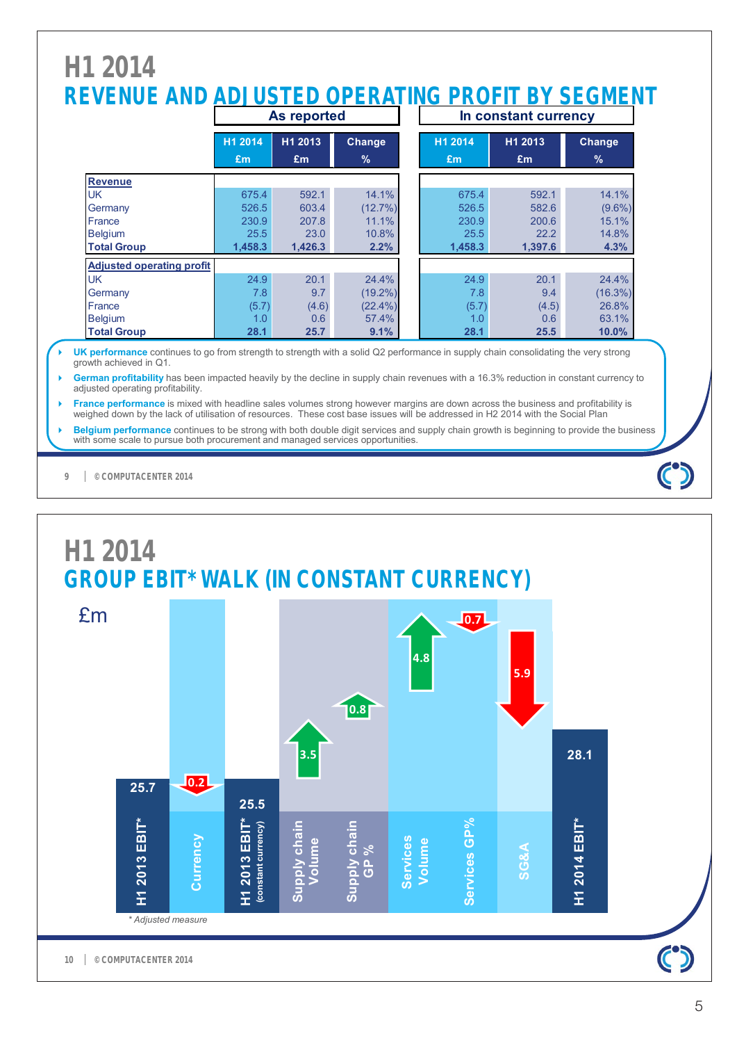# H1 2014

## REVENUE AND ADJUSTED OPERATING PROFIT BY SEGMENT

| | As reported | | | In constant currency | | |
|---|---|---|---|---|---|---|
| | H1 2014 £m | H1 2013 £m | Change % | H1 2014 £m | H1 2013 £m | Change % |
| **Revenue** | | | | | | |
| UK | 675.4 | 592.1 | 14.1% | 675.4 | 592.1 | 14.1% |
| Germany | 526.5 | 603.4 | (12.7%) | 526.5 | 582.6 | (9.6%) |
| France | 230.9 | 207.8 | 11.1% | 230.9 | 200.6 | 15.1% |
| Belgium | 25.5 | 23.0 | 10.8% | 25.5 | 22.2 | 14.8% |
| **Total Group** | **1,458.3** | **1,426.3** | **2.2%** | **1,458.3** | **1,397.6** | **4.3%** |
| **Adjusted operating profit** | | | | | | |
| UK | 24.9 | 20.1 | 24.4% | 24.9 | 20.1 | 24.4% |
| Germany | 7.8 | 9.7 | (19.2%) | 7.8 | 9.4 | (16.3%) |
| France | (5.7) | (4.6) | (22.4%) | (5.7) | (4.5) | 26.8% |
| Belgium | 1.0 | 0.6 | 57.4% | 1.0 | 0.6 | 63.1% |
| **Total Group** | **28.1** | **25.7** | **9.1%** | **28.1** | **25.5** | **10.0%** |

- **UK performance** continues to go from strength to strength with a solid Q2 performance in supply chain consolidating the very strong growth achieved in Q1.
- **German profitability** has been impacted heavily by the decline in supply chain revenues with a 16.3% reduction in constant currency to adjusted operating profitability.
- **France performance** is mixed with headline sales volumes strong however margins are down across the business and profitability is weighed down by the lack of utilisation of resources. These cost base issues will be addressed in H2 2014 with the Social Plan
- **Belgium performance** continues to be strong with both double digit services and supply chain growth is beginning to provide the business with some scale to pursue both procurement and managed services opportunities.

# H1 2014

## GROUP EBIT* WALK (IN CONSTANT CURRENCY)

£m

| Item | £m |
|---|---|
| H1 2013 EBIT* | 25.7 |
| Currency | (0.2) |
| H1 2013 EBIT* (constant currency) | 25.5 |
| Supply chain Volume | 3.5 |
| Supply chain GP % | 0.8 |
| Services Volume | 4.8 |
| Services GP% | (0.7) |
| SG&A | (5.9) |
| H1 2014 EBIT* | 28.1 |

*\* Adjusted measure*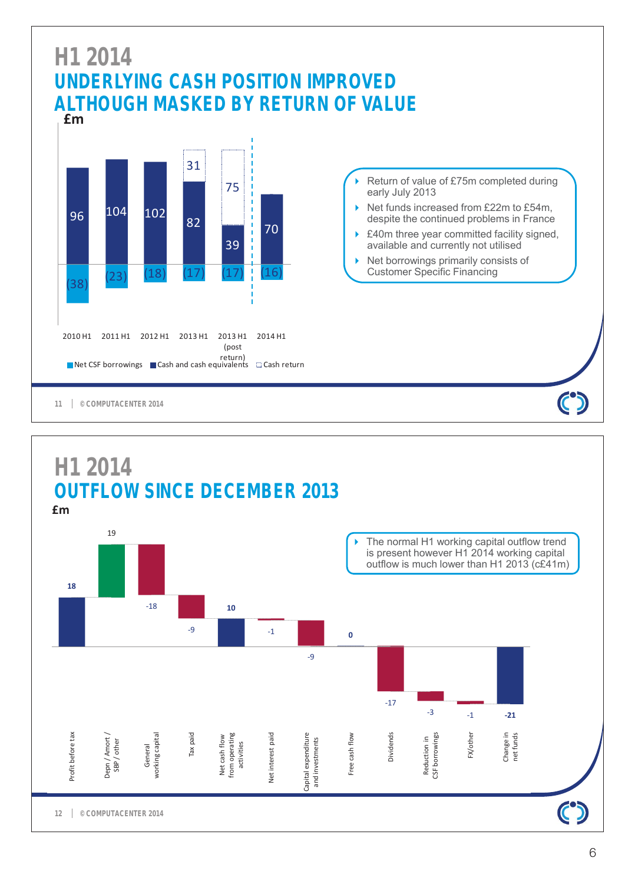## H1 2014

# UNDERLYING CASH POSITION IMPROVED ALTHOUGH MASKED BY RETURN OF VALUE

£m

| | 2010 H1 | 2011 H1 | 2012 H1 | 2013 H1 | 2013 H1 (post return) | 2014 H1 |
|---|---|---|---|---|---|---|
| Cash and cash equivalents | 96 | 104 | 102 | 82 | 39 | 70 |
| Cash return | | | | 31 | 75 | |
| Net CSF borrowings | (38) | (23) | (18) | (17) | (17) | (16) |

- Return of value of £75m completed during early July 2013
- Net funds increased from £22m to £54m, despite the continued problems in France
- £40m three year committed facility signed, available and currently not utilised
- Net borrowings primarily consists of Customer Specific Financing

## H1 2014

# OUTFLOW SINCE DECEMBER 2013

£m

| Item | £m |
|---|---|
| Profit before tax | 18 |
| Depn / Amort / SBP / other | 19 |
| General working capital | -18 |
| Tax paid | -9 |
| Net cash flow from operating activities | 10 |
| Net interest paid | -1 |
| Capital expenditure and investments | -9 |
| Free cash flow | 0 |
| Dividends | -17 |
| Reduction in CSF borrowings | -3 |
| FX/other | -1 |
| Change in net funds | -21 |

- The normal H1 working capital outflow trend is present however H1 2014 working capital outflow is much lower than H1 2013 (c£41m)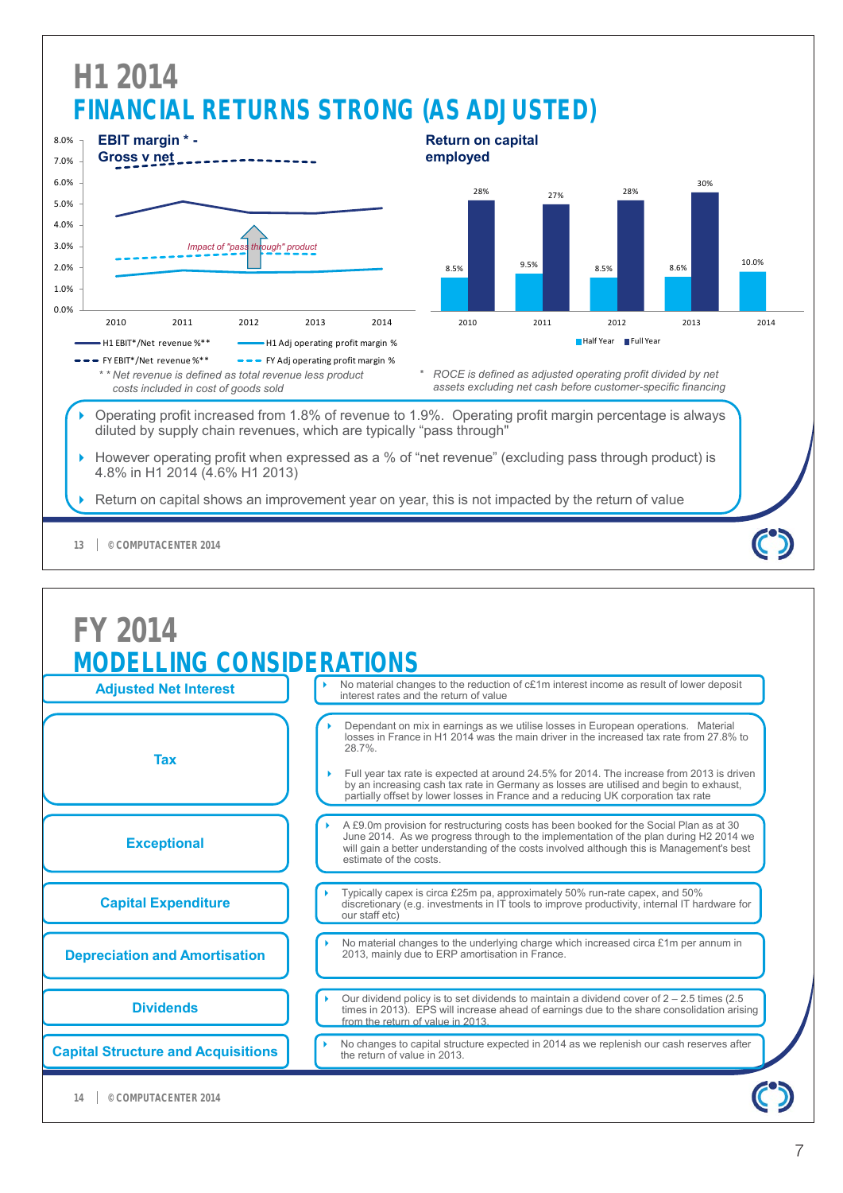# H1 2014

## FINANCIAL RETURNS STRONG (AS ADJUSTED)

**EBIT margin * - Gross v net**

| | 2010 | 2011 | 2012 | 2013 | 2014 |
|---|---|---|---|---|---|

Impact of "pass through" product

- H1 EBIT*/Net revenue %**
- H1 Adj operating profit margin %
- FY EBIT*/Net revenue %**
- FY Adj operating profit margin %

*\** Net revenue is defined as total revenue less product costs included in cost of goods sold*

**Return on capital employed**

| | 2010 | 2011 | 2012 | 2013 | 2014 |
|---|---|---|---|---|---|
| Half Year | 8.5% | 9.5% | 8.5% | 8.6% | 10.0% |
| Full Year | 28% | 27% | 28% | 30% | |

*\* ROCE is defined as adjusted operating profit divided by net assets excluding net cash before customer-specific financing*

- Operating profit increased from 1.8% of revenue to 1.9%. Operating profit margin percentage is always diluted by supply chain revenues, which are typically "pass through"
- However operating profit when expressed as a % of "net revenue" (excluding pass through product) is 4.8% in H1 2014 (4.6% H1 2013)
- Return on capital shows an improvement year on year, this is not impacted by the return of value

# FY 2014

## MODELLING CONSIDERATIONS

| | |
|---|---|
| **Adjusted Net Interest** | No material changes to the reduction of c£1m interest income as result of lower deposit interest rates and the return of value |
| **Tax** | Dependant on mix in earnings as we utilise losses in European operations. Material losses in France in H1 2014 was the main driver in the increased tax rate from 27.8% to 28.7%.<br>Full year tax rate is expected at around 24.5% for 2014. The increase from 2013 is driven by an increasing cash tax rate in Germany as losses are utilised and begin to exhaust, partially offset by lower losses in France and a reducing UK corporation tax rate |
| **Exceptional** | A £9.0m provision for restructuring costs has been booked for the Social Plan as at 30 June 2014. As we progress through to the implementation of the plan during H2 2014 we will gain a better understanding of the costs involved although this is Management's best estimate of the costs. |
| **Capital Expenditure** | Typically capex is circa £25m pa, approximately 50% run-rate capex, and 50% discretionary (e.g. investments in IT tools to improve productivity, internal IT hardware for our staff etc) |
| **Depreciation and Amortisation** | No material changes to the underlying charge which increased circa £1m per annum in 2013, mainly due to ERP amortisation in France. |
| **Dividends** | Our dividend policy is to set dividends to maintain a dividend cover of 2 – 2.5 times (2.5 times in 2013). EPS will increase ahead of earnings due to the share consolidation arising from the return of value in 2013. |
| **Capital Structure and Acquisitions** | No changes to capital structure expected in 2014 as we replenish our cash reserves after the return of value in 2013. |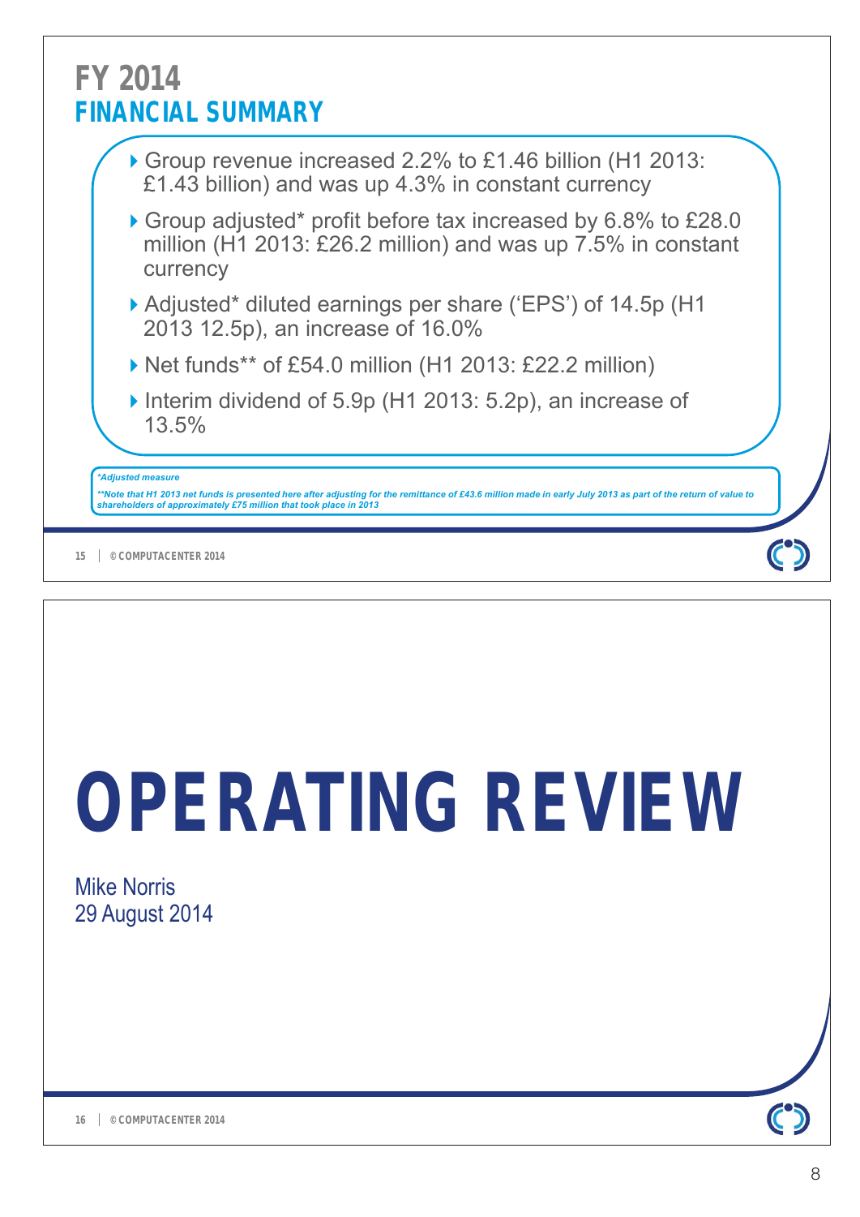# FY 2014
## FINANCIAL SUMMARY

- Group revenue increased 2.2% to £1.46 billion (H1 2013: £1.43 billion) and was up 4.3% in constant currency
- Group adjusted* profit before tax increased by 6.8% to £28.0 million (H1 2013: £26.2 million) and was up 7.5% in constant currency
- Adjusted* diluted earnings per share ('EPS') of 14.5p (H1 2013 12.5p), an increase of 16.0%
- Net funds** of £54.0 million (H1 2013: £22.2 million)
- Interim dividend of 5.9p (H1 2013: 5.2p), an increase of 13.5%

*\*Adjusted measure*

*\*\*Note that H1 2013 net funds is presented here after adjusting for the remittance of £43.6 million made in early July 2013 as part of the return of value to shareholders of approximately £75 million that took place in 2013*

15 | © COMPUTACENTER 2014

# OPERATING REVIEW

Mike Norris
29 August 2014

16 | © COMPUTACENTER 2014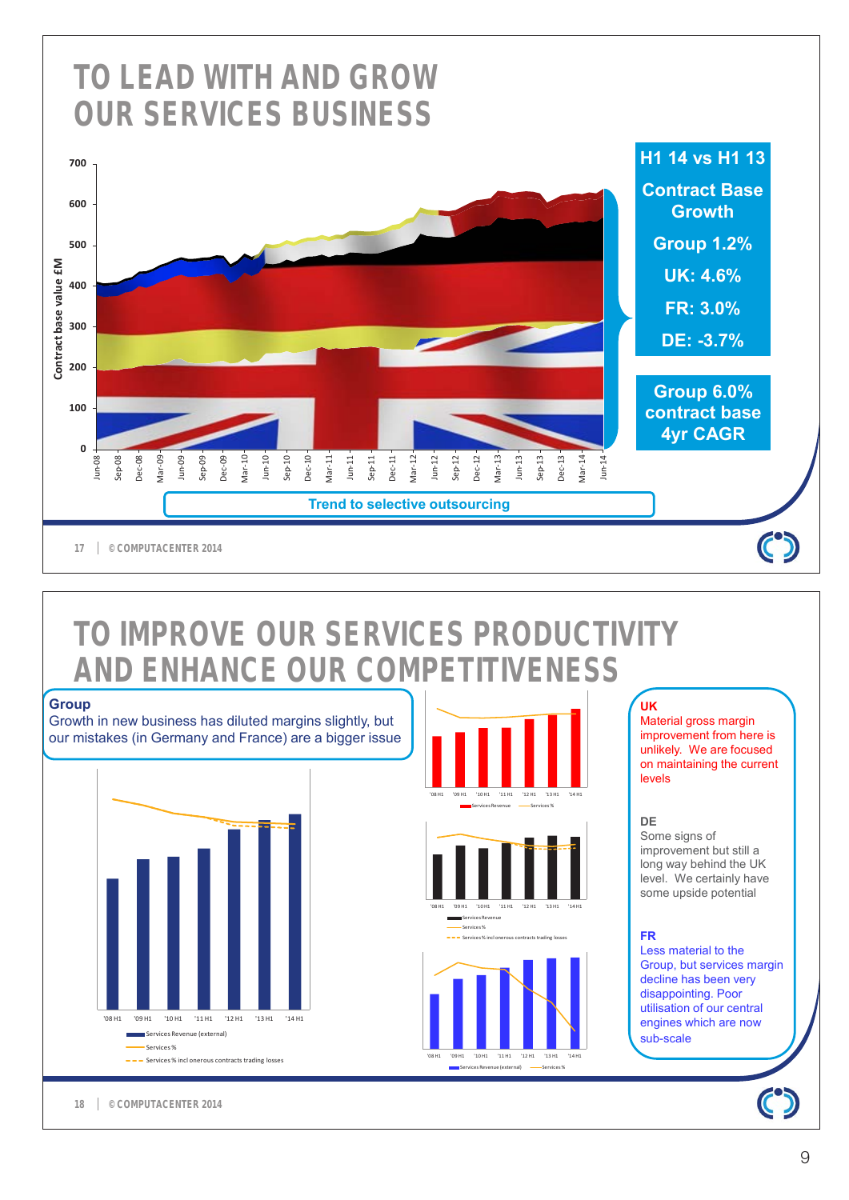# TO LEAD WITH AND GROW OUR SERVICES BUSINESS

Contract base value £M

0, 100, 200, 300, 400, 500, 600, 700

Jun-08, Sep-08, Dec-08, Mar-09, Jun-09, Sep-09, Dec-09, Mar-10, Jun-10, Sep-10, Dec-10, Mar-11, Jun-11, Sep-11, Dec-11, Mar-12, Jun-12, Sep-12, Dec-12, Mar-13, Jun-13, Sep-13, Dec-13, Mar-14, Jun-14

**H1 14 vs H1 13**

**Contract Base Growth**

**Group 1.2%**

**UK: 4.6%**

**FR: 3.0%**

**DE: -3.7%**

**Group 6.0% contract base 4yr CAGR**

**Trend to selective outsourcing**

# TO IMPROVE OUR SERVICES PRODUCTIVITY AND ENHANCE OUR COMPETITIVENESS

**Group**

Growth in new business has diluted margins slightly, but our mistakes (in Germany and France) are a bigger issue

'08 H1, '09 H1, '10 H1, '11 H1, '12 H1, '13 H1, '14 H1

- Services Revenue (external)
- Services %
- Services % incl onerous contracts trading losses

'08 H1, '09 H1, '10 H1, '11 H1, '12 H1, '13 H1, '14 H1

- Services Revenue
- Services %

'08 H1, '09 H1, '10 H1, '11 H1, '12 H1, '13 H1, '14 H1

- Services Revenue
- Services %
- Services % incl onerous contracts trading losses

'08 H1, '09 H1, '10 H1, '11 H1, '12 H1, '13 H1, '14 H1

- Services Revenue (external)
- Services %

**UK**

Material gross margin improvement from here is unlikely. We are focused on maintaining the current levels

**DE**

Some signs of improvement but still a long way behind the UK level. We certainly have some upside potential

**FR**

Less material to the Group, but services margin decline has been very disappointing. Poor utilisation of our central engines which are now sub-scale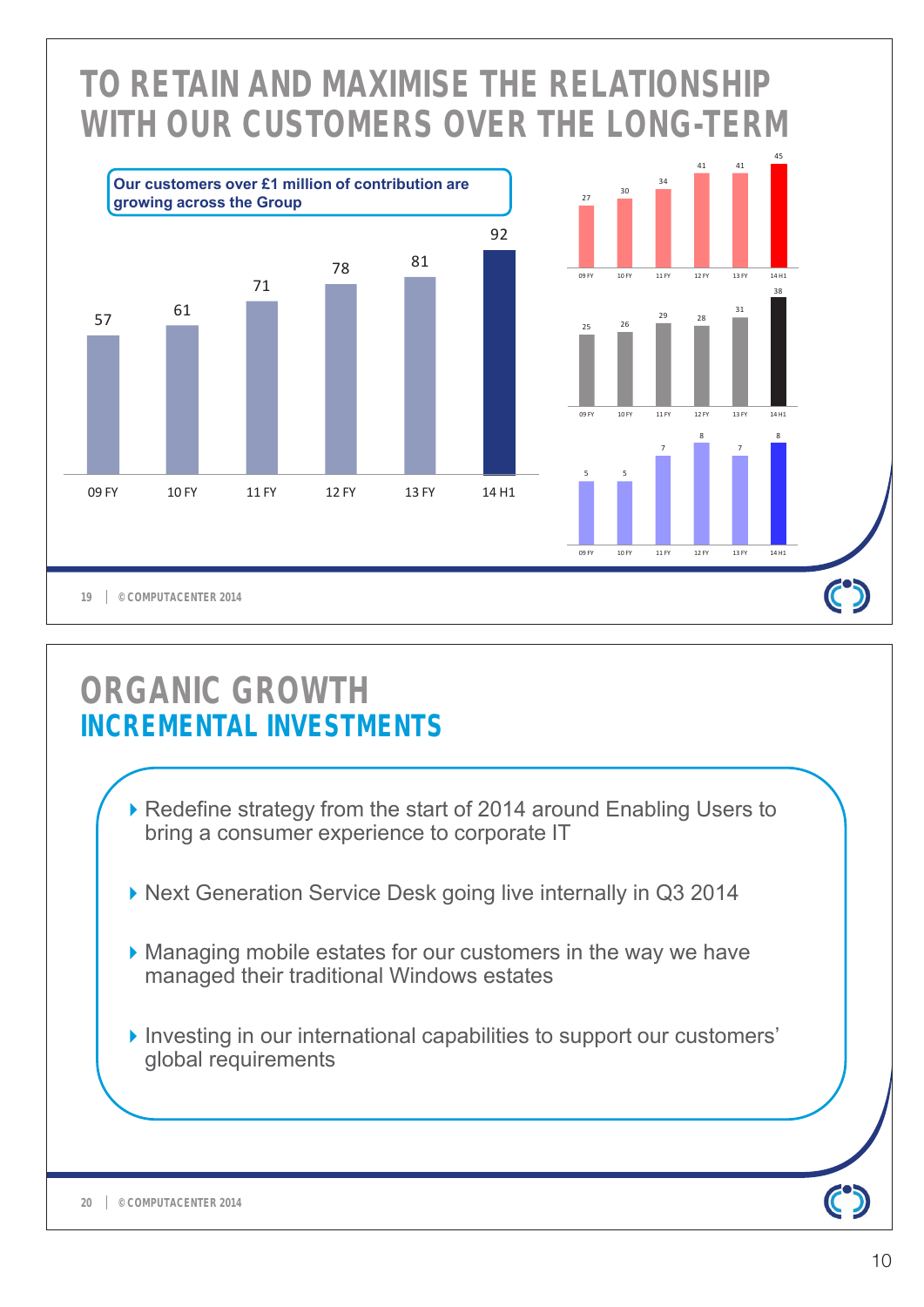# TO RETAIN AND MAXIMISE THE RELATIONSHIP WITH OUR CUSTOMERS OVER THE LONG-TERM

**Our customers over £1 million of contribution are growing across the Group**

| | 09 FY | 10 FY | 11 FY | 12 FY | 13 FY | 14 H1 |
|---|---|---|---|---|---|---|
| Group | 57 | 61 | 71 | 78 | 81 | 92 |
| Chart 1 (red) | 27 | 30 | 34 | 41 | 41 | 45 |
| Chart 2 (grey) | 25 | 26 | 29 | 28 | 31 | 38 |
| Chart 3 (blue) | 5 | 5 | 7 | 8 | 7 | 8 |

# ORGANIC GROWTH
## INCREMENTAL INVESTMENTS

- Redefine strategy from the start of 2014 around Enabling Users to bring a consumer experience to corporate IT
- Next Generation Service Desk going live internally in Q3 2014
- Managing mobile estates for our customers in the way we have managed their traditional Windows estates
- Investing in our international capabilities to support our customers' global requirements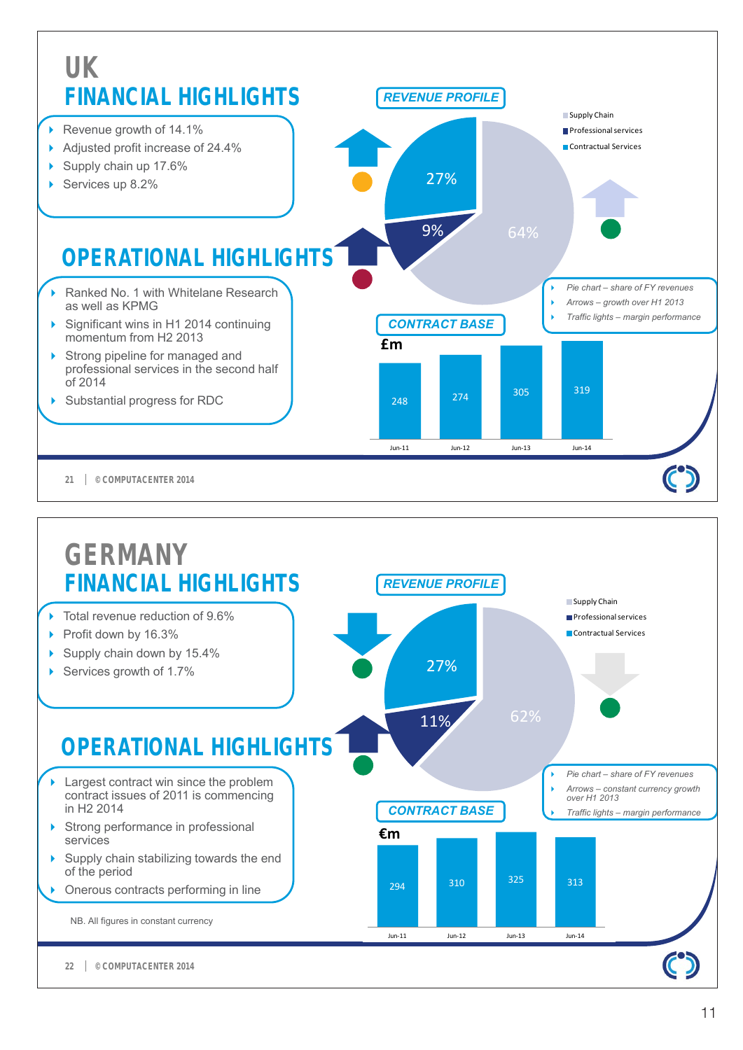# UK

## FINANCIAL HIGHLIGHTS

- Revenue growth of 14.1%
- Adjusted profit increase of 24.4%
- Supply chain up 17.6%
- Services up 8.2%

## OPERATIONAL HIGHLIGHTS

- Ranked No. 1 with Whitelane Research as well as KPMG
- Significant wins in H1 2014 continuing momentum from H2 2013
- Strong pipeline for managed and professional services in the second half of 2014
- Substantial progress for RDC

### REVENUE PROFILE

| Segment | Share |
|---|---|
| Supply Chain | 64% |
| Professional services | 9% |
| Contractual Services | 27% |

- *Pie chart – share of FY revenues*
- *Arrows – growth over H1 2013*
- *Traffic lights – margin performance*

### CONTRACT BASE

£m

| Jun-11 | Jun-12 | Jun-13 | Jun-14 |
|---|---|---|---|
| 248 | 274 | 305 | 319 |

---

# GERMANY

## FINANCIAL HIGHLIGHTS

- Total revenue reduction of 9.6%
- Profit down by 16.3%
- Supply chain down by 15.4%
- Services growth of 1.7%

## OPERATIONAL HIGHLIGHTS

- Largest contract win since the problem contract issues of 2011 is commencing in H2 2014
- Strong performance in professional services
- Supply chain stabilizing towards the end of the period
- Onerous contracts performing in line

NB. All figures in constant currency

### REVENUE PROFILE

| Segment | Share |
|---|---|
| Supply Chain | 62% |
| Professional services | 11% |
| Contractual Services | 27% |

- *Pie chart – share of FY revenues*
- *Arrows – constant currency growth over H1 2013*
- *Traffic lights – margin performance*

### CONTRACT BASE

€m

| Jun-11 | Jun-12 | Jun-13 | Jun-14 |
|---|---|---|---|
| 294 | 310 | 325 | 313 |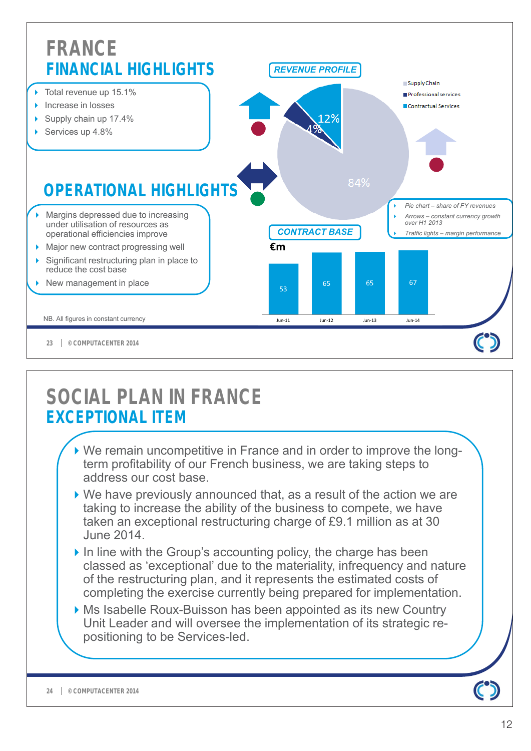# FRANCE

## FINANCIAL HIGHLIGHTS

- Total revenue up 15.1%
- Increase in losses
- Supply chain up 17.4%
- Services up 4.8%

### REVENUE PROFILE

- Supply Chain: 84%
- Professional services: 4%
- Contractual Services: 12%

- *Pie chart – share of FY revenues*
- *Arrows – constant currency growth over H1 2013*
- *Traffic lights – margin performance*

## OPERATIONAL HIGHLIGHTS

- Margins depressed due to increasing under utilisation of resources as operational efficiencies improve
- Major new contract progressing well
- Significant restructuring plan in place to reduce the cost base
- New management in place

### CONTRACT BASE

€m

| Jun-11 | Jun-12 | Jun-13 | Jun-14 |
|---|---|---|---|
| 53 | 65 | 65 | 67 |

NB. All figures in constant currency

# SOCIAL PLAN IN FRANCE

## EXCEPTIONAL ITEM

- We remain uncompetitive in France and in order to improve the long-term profitability of our French business, we are taking steps to address our cost base.
- We have previously announced that, as a result of the action we are taking to increase the ability of the business to compete, we have taken an exceptional restructuring charge of £9.1 million as at 30 June 2014.
- In line with the Group's accounting policy, the charge has been classed as 'exceptional' due to the materiality, infrequency and nature of the restructuring plan, and it represents the estimated costs of completing the exercise currently being prepared for implementation.
- Ms Isabelle Roux-Buisson has been appointed as its new Country Unit Leader and will oversee the implementation of its strategic re-positioning to be Services-led.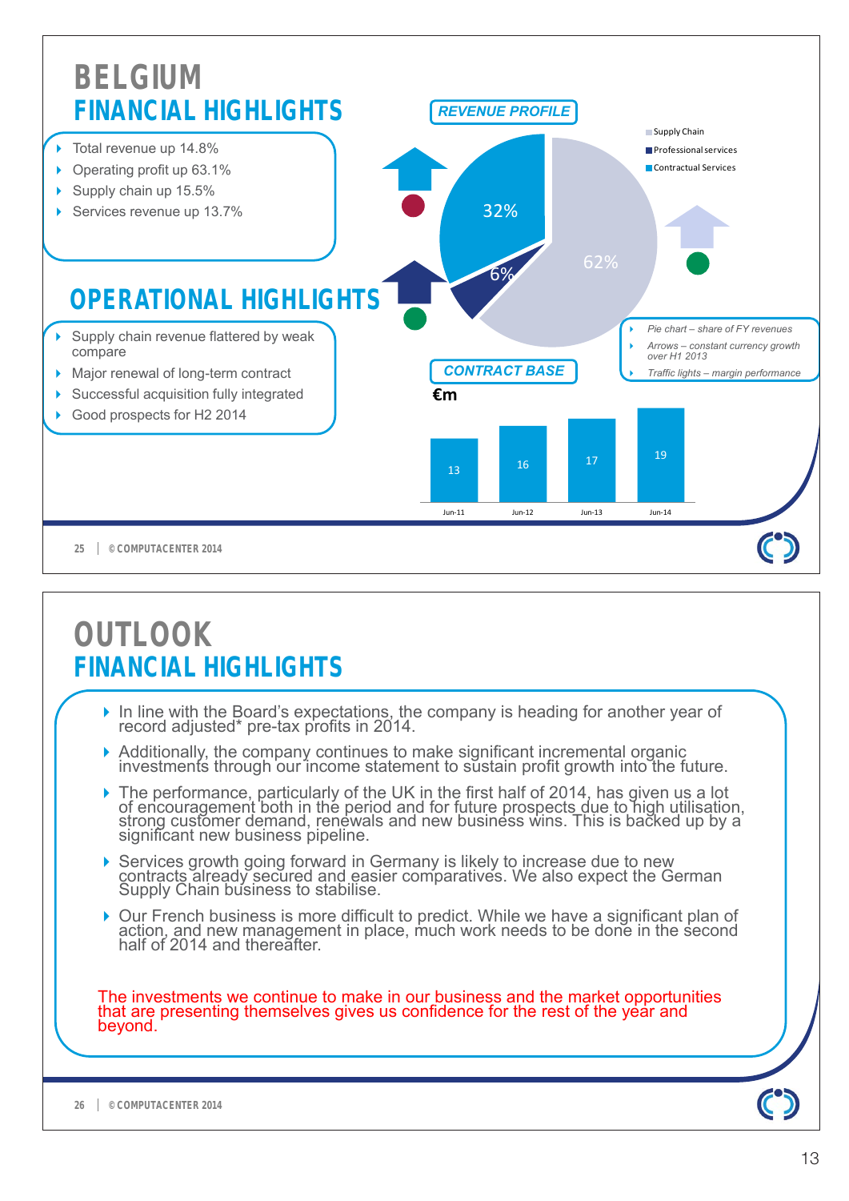# BELGIUM

## FINANCIAL HIGHLIGHTS

- Total revenue up 14.8%
- Operating profit up 63.1%
- Supply chain up 15.5%
- Services revenue up 13.7%

## OPERATIONAL HIGHLIGHTS

- Supply chain revenue flattered by weak compare
- Major renewal of long-term contract
- Successful acquisition fully integrated
- Good prospects for H2 2014

### REVENUE PROFILE

| Segment | Share |
|---|---|
| Supply Chain | 62% |
| Professional services | 6% |
| Contractual Services | 32% |

- *Pie chart – share of FY revenues*
- *Arrows – constant currency growth over H1 2013*
- *Traffic lights – margin performance*

### CONTRACT BASE

€m

| Jun-11 | Jun-12 | Jun-13 | Jun-14 |
|---|---|---|---|
| 13 | 16 | 17 | 19 |

# OUTLOOK

## FINANCIAL HIGHLIGHTS

- In line with the Board's expectations, the company is heading for another year of record adjusted* pre-tax profits in 2014.
- Additionally, the company continues to make significant incremental organic investments through our income statement to sustain profit growth into the future.
- The performance, particularly of the UK in the first half of 2014, has given us a lot of encouragement both in the period and for future prospects due to high utilisation, strong customer demand, renewals and new business wins. This is backed up by a significant new business pipeline.
- Services growth going forward in Germany is likely to increase due to new contracts already secured and easier comparatives. We also expect the German Supply Chain business to stabilise.
- Our French business is more difficult to predict. While we have a significant plan of action, and new management in place, much work needs to be done in the second half of 2014 and thereafter.

The investments we continue to make in our business and the market opportunities that are presenting themselves gives us confidence for the rest of the year and beyond.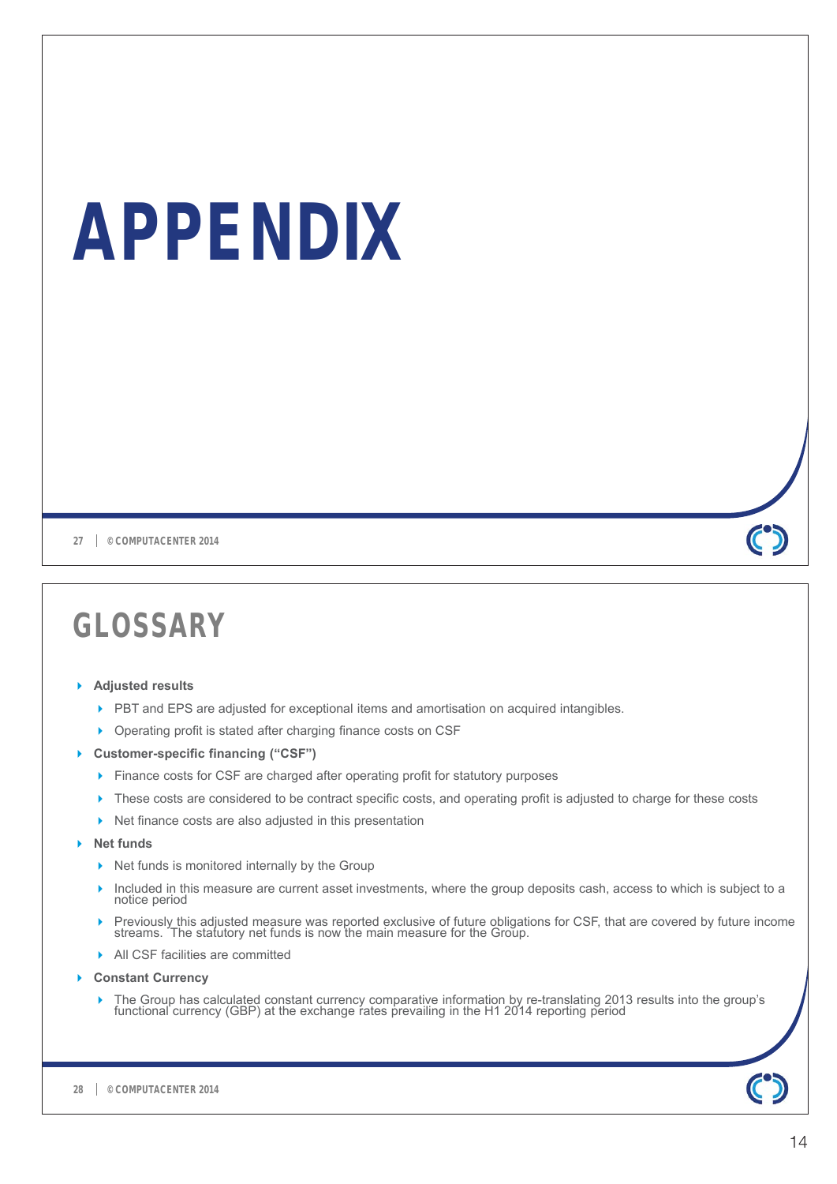# APPENDIX

## GLOSSARY

- **Adjusted results**
  - PBT and EPS are adjusted for exceptional items and amortisation on acquired intangibles.
  - Operating profit is stated after charging finance costs on CSF
- **Customer-specific financing ("CSF")**
  - Finance costs for CSF are charged after operating profit for statutory purposes
  - These costs are considered to be contract specific costs, and operating profit is adjusted to charge for these costs
  - Net finance costs are also adjusted in this presentation
- **Net funds**
  - Net funds is monitored internally by the Group
  - Included in this measure are current asset investments, where the group deposits cash, access to which is subject to a notice period
  - Previously this adjusted measure was reported exclusive of future obligations for CSF, that are covered by future income streams. The statutory net funds is now the main measure for the Group.
  - All CSF facilities are committed
- **Constant Currency**
  - The Group has calculated constant currency comparative information by re-translating 2013 results into the group's functional currency (GBP) at the exchange rates prevailing in the H1 2014 reporting period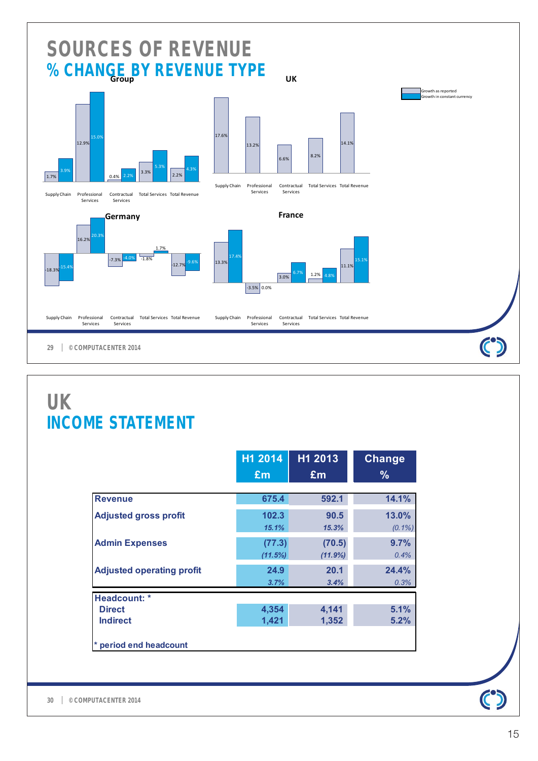# SOURCES OF REVENUE
## % CHANGE BY REVENUE TYPE

Growth as reported / Growth in constant currency

**Group**

| | Growth as reported | Growth in constant currency |
|---|---|---|
| Supply Chain | 1.7% | 3.9% |
| Professional Services | 12.9% | 15.0% |
| Contractual Services | 0.4% | 2.2% |
| Total Services | 3.3% | 5.3% |
| Total Revenue | 2.2% | 4.3% |

**UK**

| | Growth as reported |
|---|---|
| Supply Chain | 17.6% |
| Professional Services | 13.2% |
| Contractual Services | 6.6% |
| Total Services | 8.2% |
| Total Revenue | 14.1% |

**Germany**

| | Growth as reported | Growth in constant currency |
|---|---|---|
| Supply Chain | -18.3% | -15.4% |
| Professional Services | 16.2% | 20.3% |
| Contractual Services | -7.3% | -4.0% |
| Total Services | -1.8% | 1.7% |
| Total Revenue | -12.7% | -9.6% |

**France**

| | Growth as reported | Growth in constant currency |
|---|---|---|
| Supply Chain | 13.3% | 17.4% |
| Professional Services | -3.5% | 0.0% |
| Contractual Services | 3.0% | 6.7% |
| Total Services | 1.2% | 4.8% |
| Total Revenue | 11.1% | 15.1% |

# UK
## INCOME STATEMENT

| | H1 2014 £m | H1 2013 £m | Change % |
|---|---|---|---|
| **Revenue** | 675.4 | 592.1 | 14.1% |
| **Adjusted gross profit** | 102.3 | 90.5 | 13.0% |
| | *15.1%* | *15.3%* | *(0.1%)* |
| **Admin Expenses** | (77.3) | (70.5) | 9.7% |
| | *(11.5%)* | *(11.9%)* | *0.4%* |
| **Adjusted operating profit** | 24.9 | 20.1 | 24.4% |
| | *3.7%* | *3.4%* | *0.3%* |
| **Headcount: \*** | | | |
| **Direct** | 4,354 | 4,141 | 5.1% |
| **Indirect** | 1,421 | 1,352 | 5.2% |

**\* period end headcount**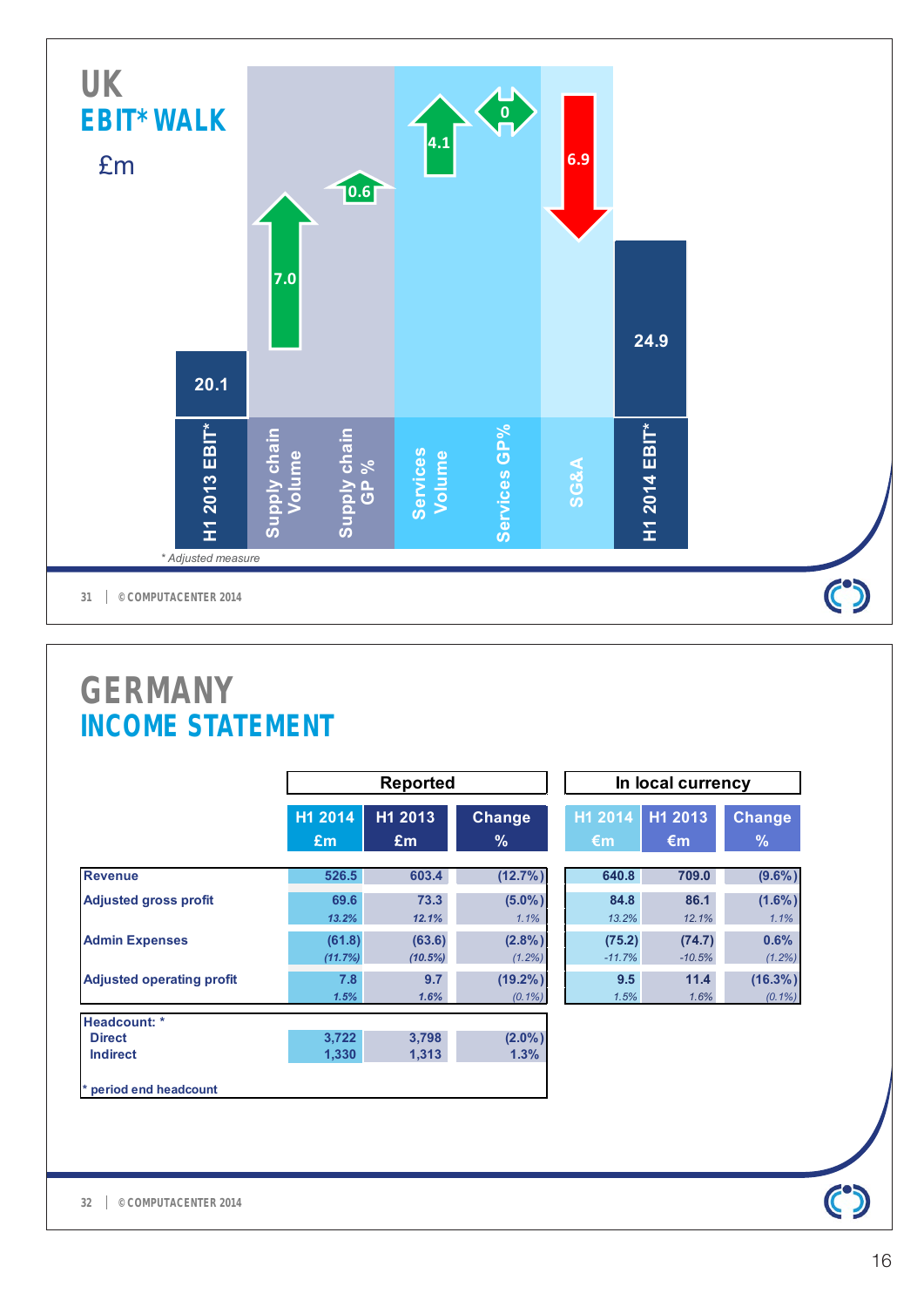# UK

## EBIT* WALK

£m

| H1 2013 EBIT* | Supply chain Volume | Supply chain GP % | Services Volume | Services GP% | SG&A | H1 2014 EBIT* |
|---|---|---|---|---|---|---|
| 20.1 | 7.0 | 0.6 | 4.1 | 0 | 6.9 | 24.9 |

* Adjusted measure

# GERMANY

## INCOME STATEMENT

| | Reported | | | In local currency | | |
|---|---|---|---|---|---|---|
| | H1 2014 £m | H1 2013 £m | Change % | H1 2014 €m | H1 2013 €m | Change % |
| **Revenue** | 526.5 | 603.4 | (12.7%) | 640.8 | 709.0 | (9.6%) |
| **Adjusted gross profit** | 69.6 | 73.3 | (5.0%) | 84.8 | 86.1 | (1.6%) |
| | *13.2%* | *12.1%* | *1.1%* | *13.2%* | *12.1%* | *1.1%* |
| **Admin Expenses** | (61.8) | (63.6) | (2.8%) | (75.2) | (74.7) | 0.6% |
| | *(11.7%)* | *(10.5%)* | *(1.2%)* | *-11.7%* | *-10.5%* | *(1.2%)* |
| **Adjusted operating profit** | 7.8 | 9.7 | (19.2%) | 9.5 | 11.4 | (16.3%) |
| | *1.5%* | *1.6%* | *(0.1%)* | *1.5%* | *1.6%* | *(0.1%)* |

| Headcount: * | H1 2014 | H1 2013 | Change % |
|---|---|---|---|
| Direct | 3,722 | 3,798 | (2.0%) |
| Indirect | 1,330 | 1,313 | 1.3% |

* period end headcount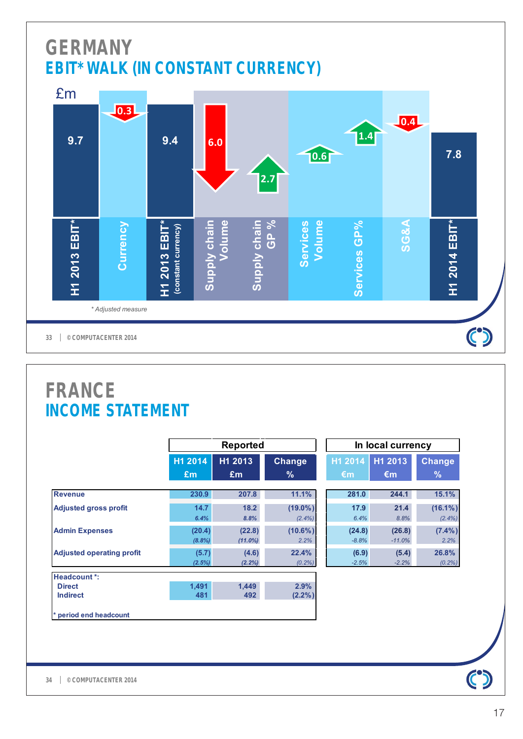# GERMANY

## EBIT* WALK (IN CONSTANT CURRENCY)

£m

| Item | £m |
|---|---|
| H1 2013 EBIT* | 9.7 |
| Currency | 0.3 (decrease) |
| H1 2013 EBIT* (constant currency) | 9.4 |
| Supply chain Volume | 6.0 (decrease) |
| Supply chain GP % | 2.7 (increase) |
| Services Volume | 0.6 (increase) |
| Services GP% | 1.4 (increase) |
| SG&A | 0.4 (decrease) |
| H1 2014 EBIT* | 7.8 |

\* Adjusted measure

# FRANCE

## INCOME STATEMENT

| | Reported | | | In local currency | | |
|---|---|---|---|---|---|---|
| | H1 2014 £m | H1 2013 £m | Change % | H1 2014 €m | H1 2013 €m | Change % |
| **Revenue** | 230.9 | 207.8 | 11.1% | 281.0 | 244.1 | 15.1% |
| **Adjusted gross profit** | 14.7 | 18.2 | (19.0%) | 17.9 | 21.4 | (16.1%) |
| | *6.4%* | *8.8%* | *(2.4%)* | *6.4%* | *8.8%* | *(2.4%)* |
| **Admin Expenses** | (20.4) | (22.8) | (10.6%) | (24.8) | (26.8) | (7.4%) |
| | *(8.8%)* | *(11.0%)* | *2.2%* | *-8.8%* | *-11.0%* | *2.2%* |
| **Adjusted operating profit** | (5.7) | (4.6) | 22.4% | (6.9) | (5.4) | 26.8% |
| | *(2.5%)* | *(2.2%)* | *(0.2%)* | *-2.5%* | *-2.2%* | *(0.2%)* |

| **Headcount *:** | H1 2014 | H1 2013 | Change % |
|---|---|---|---|
| Direct | 1,491 | 1,449 | 2.9% |
| Indirect | 481 | 492 | (2.2%) |

\* period end headcount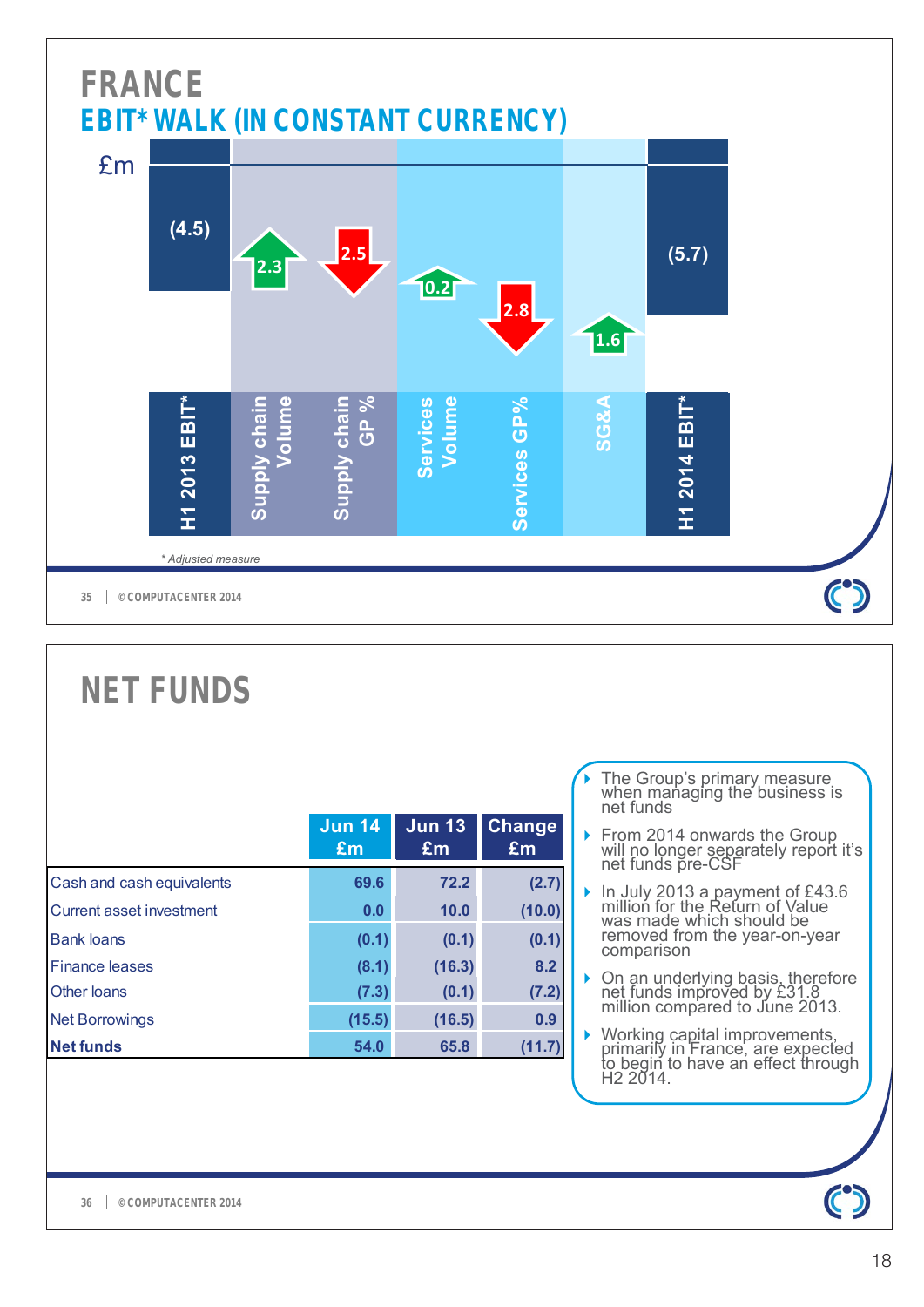# FRANCE

## EBIT* WALK (IN CONSTANT CURRENCY)

£m

| H1 2013 EBIT* | Supply chain Volume | Supply chain GP % | Services Volume | Services GP% | SG&A | H1 2014 EBIT* |
|---|---|---|---|---|---|---|
| (4.5) | 2.3 | 2.5 | 0.2 | 2.8 | 1.6 | (5.7) |

*\* Adjusted measure*

# NET FUNDS

| | Jun 14 £m | Jun 13 £m | Change £m |
|---|---|---|---|
| Cash and cash equivalents | 69.6 | 72.2 | (2.7) |
| Current asset investment | 0.0 | 10.0 | (10.0) |
| Bank loans | (0.1) | (0.1) | (0.1) |
| Finance leases | (8.1) | (16.3) | 8.2 |
| Other loans | (7.3) | (0.1) | (7.2) |
| Net Borrowings | (15.5) | (16.5) | 0.9 |
| **Net funds** | **54.0** | **65.8** | **(11.7)** |

- The Group's primary measure when managing the business is net funds
- From 2014 onwards the Group will no longer separately report it's net funds pre-CSF
- In July 2013 a payment of £43.6 million for the Return of Value was made which should be removed from the year-on-year comparison
- On an underlying basis, therefore net funds improved by £31.8 million compared to June 2013.
- Working capital improvements, primarily in France, are expected to begin to have an effect through H2 2014.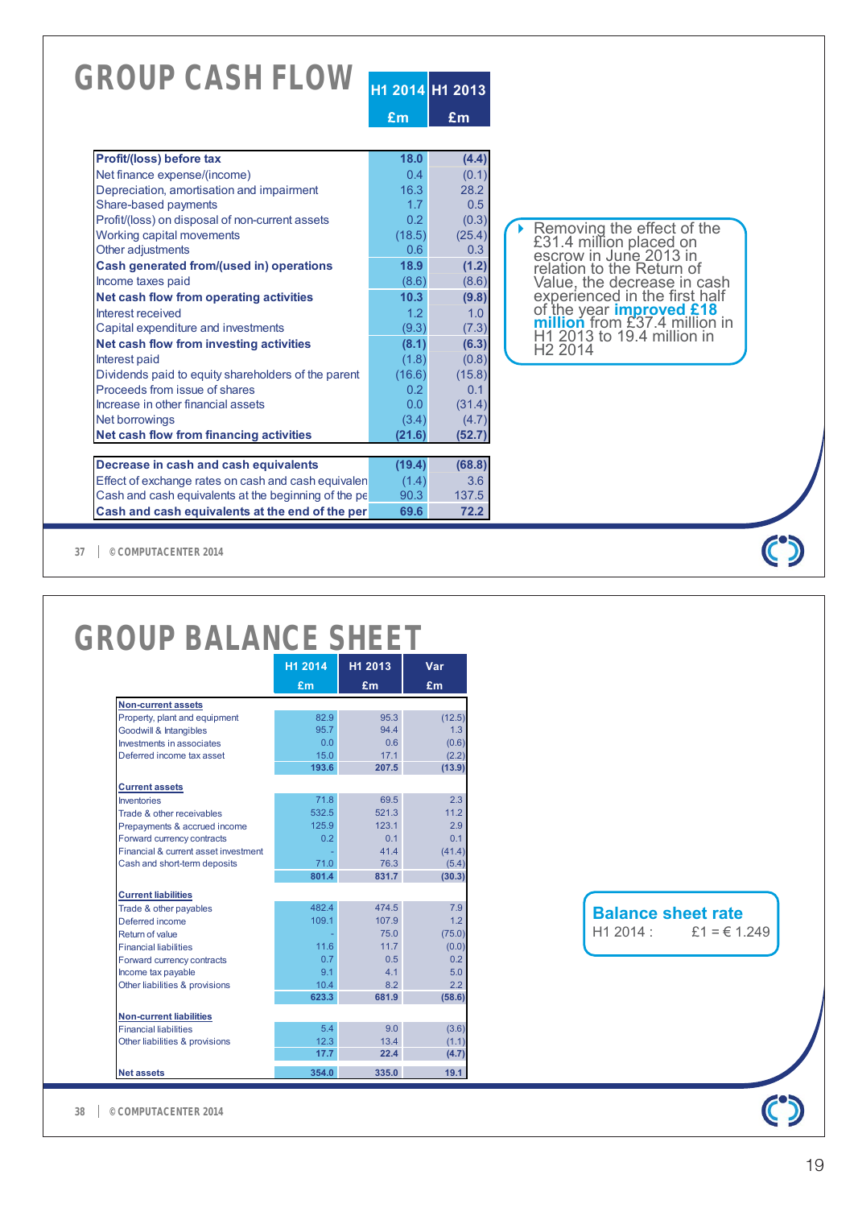# GROUP CASH FLOW

| | H1 2014 £m | H1 2013 £m |
|---|---|---|
| **Profit/(loss) before tax** | **18.0** | **(4.4)** |
| Net finance expense/(income) | 0.4 | (0.1) |
| Depreciation, amortisation and impairment | 16.3 | 28.2 |
| Share-based payments | 1.7 | 0.5 |
| Profit/(loss) on disposal of non-current assets | 0.2 | (0.3) |
| Working capital movements | (18.5) | (25.4) |
| Other adjustments | 0.6 | 0.3 |
| **Cash generated from/(used in) operations** | **18.9** | **(1.2)** |
| Income taxes paid | (8.6) | (8.6) |
| **Net cash flow from operating activities** | **10.3** | **(9.8)** |
| Interest received | 1.2 | 1.0 |
| Capital expenditure and investments | (9.3) | (7.3) |
| **Net cash flow from investing activities** | **(8.1)** | **(6.3)** |
| Interest paid | (1.8) | (0.8) |
| Dividends paid to equity shareholders of the parent | (16.6) | (15.8) |
| Proceeds from issue of shares | 0.2 | 0.1 |
| Increase in other financial assets | 0.0 | (31.4) |
| Net borrowings | (3.4) | (4.7) |
| **Net cash flow from financing activities** | **(21.6)** | **(52.7)** |
| | | |
| **Decrease in cash and cash equivalents** | **(19.4)** | **(68.8)** |
| Effect of exchange rates on cash and cash equivalen | (1.4) | 3.6 |
| Cash and cash equivalents at the beginning of the pe | 90.3 | 137.5 |
| **Cash and cash equivalents at the end of the per** | **69.6** | **72.2** |

- Removing the effect of the £31.4 million placed on escrow in June 2013 in relation to the Return of Value, the decrease in cash experienced in the first half of the year **improved £18 million** from £37.4 million in H1 2013 to 19.4 million in H2 2014

# GROUP BALANCE SHEET

| | H1 2014 £m | H1 2013 £m | Var £m |
|---|---|---|---|
| **Non-current assets** | | | |
| Property, plant and equipment | 82.9 | 95.3 | (12.5) |
| Goodwill & Intangibles | 95.7 | 94.4 | 1.3 |
| Investments in associates | 0.0 | 0.6 | (0.6) |
| Deferred income tax asset | 15.0 | 17.1 | (2.2) |
| | **193.6** | **207.5** | **(13.9)** |
| **Current assets** | | | |
| Inventories | 71.8 | 69.5 | 2.3 |
| Trade & other receivables | 532.5 | 521.3 | 11.2 |
| Prepayments & accrued income | 125.9 | 123.1 | 2.9 |
| Forward currency contracts | 0.2 | 0.1 | 0.1 |
| Financial & current asset investment | - | 41.4 | (41.4) |
| Cash and short-term deposits | 71.0 | 76.3 | (5.4) |
| | **801.4** | **831.7** | **(30.3)** |
| **Current liabilities** | | | |
| Trade & other payables | 482.4 | 474.5 | 7.9 |
| Deferred income | 109.1 | 107.9 | 1.2 |
| Return of value | - | 75.0 | (75.0) |
| Financial liabilities | 11.6 | 11.7 | (0.0) |
| Forward currency contracts | 0.7 | 0.5 | 0.2 |
| Income tax payable | 9.1 | 4.1 | 5.0 |
| Other liabilities & provisions | 10.4 | 8.2 | 2.2 |
| | **623.3** | **681.9** | **(58.6)** |
| **Non-current liabilities** | | | |
| Financial liabilities | 5.4 | 9.0 | (3.6) |
| Other liabilities & provisions | 12.3 | 13.4 | (1.1) |
| | **17.7** | **22.4** | **(4.7)** |
| **Net assets** | **354.0** | **335.0** | **19.1** |

**Balance sheet rate**

H1 2014 : £1 = € 1.249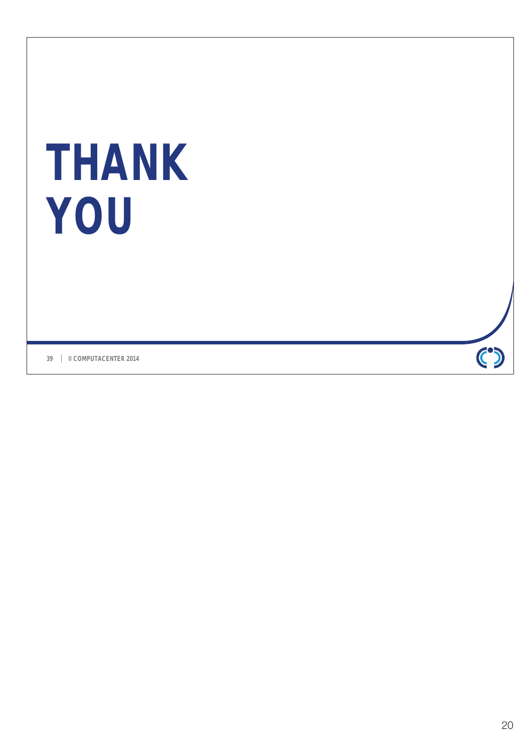# THANK YOU

39 | © COMPUTACENTER 2014